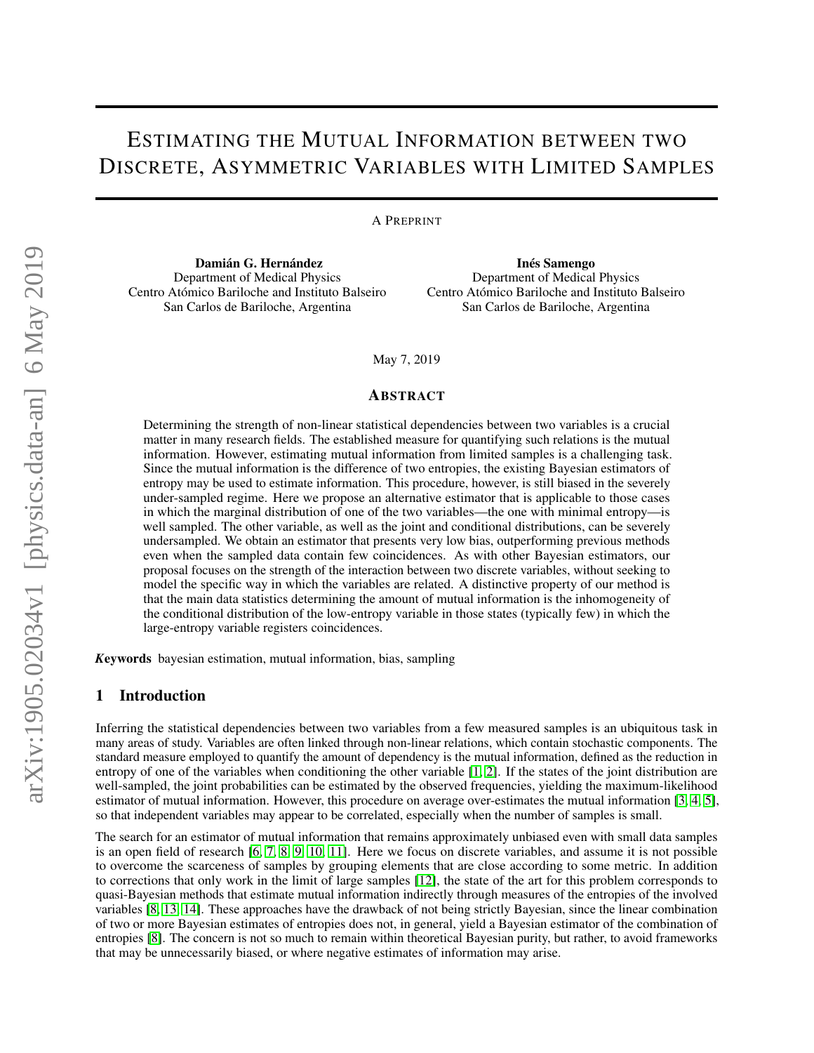# Estimating the Mutual Information between two Discrete, Asymmetric Variables with Limited Samples

A Preprint

**Damián G. Hernández**
Department of Medical Physics
Centro Atómico Bariloche and Instituto Balseiro
San Carlos de Bariloche, Argentina

**Inés Samengo**
Department of Medical Physics
Centro Atómico Bariloche and Instituto Balseiro
San Carlos de Bariloche, Argentina

May 7, 2019

## Abstract

Determining the strength of non-linear statistical dependencies between two variables is a crucial matter in many research fields. The established measure for quantifying such relations is the mutual information. However, estimating mutual information from limited samples is a challenging task. Since the mutual information is the difference of two entropies, the existing Bayesian estimators of entropy may be used to estimate information. This procedure, however, is still biased in the severely under-sampled regime. Here we propose an alternative estimator that is applicable to those cases in which the marginal distribution of one of the two variables—the one with minimal entropy—is well sampled. The other variable, as well as the joint and conditional distributions, can be severely undersampled. We obtain an estimator that presents very low bias, outperforming previous methods even when the sampled data contain few coincidences. As with other Bayesian estimators, our proposal focuses on the strength of the interaction between two discrete variables, without seeking to model the specific way in which the variables are related. A distinctive property of our method is that the main data statistics determining the amount of mutual information is the inhomogeneity of the conditional distribution of the low-entropy variable in those states (typically few) in which the large-entropy variable registers coincidences.

***Keywords*** bayesian estimation, mutual information, bias, sampling

## 1 Introduction

Inferring the statistical dependencies between two variables from a few measured samples is an ubiquitous task in many areas of study. Variables are often linked through non-linear relations, which contain stochastic components. The standard measure employed to quantify the amount of dependency is the mutual information, defined as the reduction in entropy of one of the variables when conditioning the other variable [1, 2]. If the states of the joint distribution are well-sampled, the joint probabilities can be estimated by the observed frequencies, yielding the maximum-likelihood estimator of mutual information. However, this procedure on average over-estimates the mutual information [3, 4, 5], so that independent variables may appear to be correlated, especially when the number of samples is small.

The search for an estimator of mutual information that remains approximately unbiased even with small data samples is an open field of research [6, 7, 8, 9, 10, 11]. Here we focus on discrete variables, and assume it is not possible to overcome the scarceness of samples by grouping elements that are close according to some metric. In addition to corrections that only work in the limit of large samples [12], the state of the art for this problem corresponds to quasi-Bayesian methods that estimate mutual information indirectly through measures of the entropies of the involved variables [8, 13, 14]. These approaches have the drawback of not being strictly Bayesian, since the linear combination of two or more Bayesian estimates of entropies does not, in general, yield a Bayesian estimator of the combination of entropies [8]. The concern is not so much to remain within theoretical Bayesian purity, but rather, to avoid frameworks that may be unnecessarily biased, or where negative estimates of information may arise.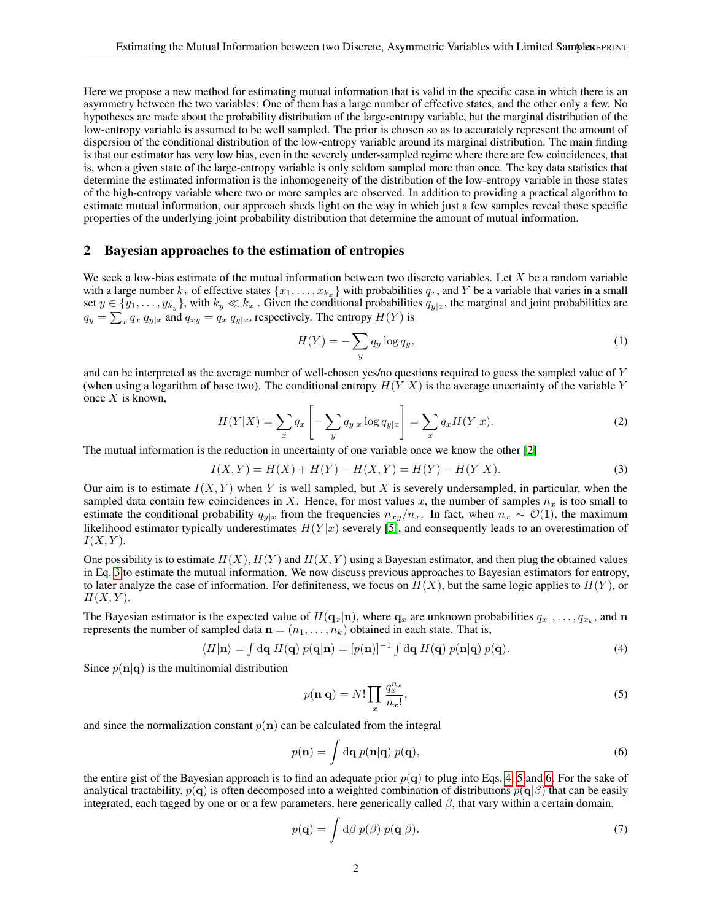Here we propose a new method for estimating mutual information that is valid in the specific case in which there is an asymmetry between the two variables: One of them has a large number of effective states, and the other only a few. No hypotheses are made about the probability distribution of the large-entropy variable, but the marginal distribution of the low-entropy variable is assumed to be well sampled. The prior is chosen so as to accurately represent the amount of dispersion of the conditional distribution of the low-entropy variable around its marginal distribution. The main finding is that our estimator has very low bias, even in the severely under-sampled regime where there are few coincidences, that is, when a given state of the large-entropy variable is only seldom sampled more than once. The key data statistics that determine the estimated information is the inhomogeneity of the distribution of the low-entropy variable in those states of the high-entropy variable where two or more samples are observed. In addition to providing a practical algorithm to estimate mutual information, our approach sheds light on the way in which just a few samples reveal those specific properties of the underlying joint probability distribution that determine the amount of mutual information.

## 2 Bayesian approaches to the estimation of entropies

We seek a low-bias estimate of the mutual information between two discrete variables. Let $X$ be a random variable with a large number $k_x$ of effective states $\{x_1, \dots, x_{k_x}\}$ with probabilities $q_x$, and $Y$ be a variable that varies in a small set $y \in \{y_1, \dots, y_{k_y}\}$, with $k_y \ll k_x$ . Given the conditional probabilities $q_{y|x}$, the marginal and joint probabilities are $q_y = \sum_x q_x \; q_{y|x}$ and $q_{xy} = q_x \; q_{y|x}$, respectively. The entropy $H(Y)$ is

$$H(Y) = -\sum_y q_y \log q_y, \tag{1}$$

and can be interpreted as the average number of well-chosen yes/no questions required to guess the sampled value of $Y$ (when using a logarithm of base two). The conditional entropy $H(Y|X)$ is the average uncertainty of the variable $Y$ once $X$ is known,

$$H(Y|X) = \sum_x q_x \left[ -\sum_y q_{y|x} \log q_{y|x} \right] = \sum_x q_x H(Y|x). \tag{2}$$

The mutual information is the reduction in uncertainty of one variable once we know the other [2]

$$I(X,Y) = H(X) + H(Y) - H(X,Y) = H(Y) - H(Y|X). \tag{3}$$

Our aim is to estimate $I(X,Y)$ when $Y$ is well sampled, but $X$ is severely undersampled, in particular, when the sampled data contain few coincidences in $X$. Hence, for most values $x$, the number of samples $n_x$ is too small to estimate the conditional probability $q_{y|x}$ from the frequencies $n_{xy}/n_x$. In fact, when $n_x \sim \mathcal{O}(1)$, the maximum likelihood estimator typically underestimates $H(Y|x)$ severely [5], and consequently leads to an overestimation of $I(X,Y)$.

One possibility is to estimate $H(X)$, $H(Y)$ and $H(X,Y)$ using a Bayesian estimator, and then plug the obtained values in Eq. 3 to estimate the mutual information. We now discuss previous approaches to Bayesian estimators for entropy, to later analyze the case of information. For definiteness, we focus on $H(X)$, but the same logic applies to $H(Y)$, or $H(X,Y)$.

The Bayesian estimator is the expected value of $H(\mathbf{q}_x|\mathbf{n})$, where $\mathbf{q}_x$ are unknown probabilities $q_{x_1}, \dots, q_{x_k}$, and $\mathbf{n}$ represents the number of sampled data $\mathbf{n} = (n_1, \dots, n_k)$ obtained in each state. That is,

$$\langle H|\mathbf{n}\rangle = \int \mathrm{d}\mathbf{q} \; H(\mathbf{q}) \; p(\mathbf{q}|\mathbf{n}) = [p(\mathbf{n})]^{-1} \int \mathrm{d}\mathbf{q} \; H(\mathbf{q}) \; p(\mathbf{n}|\mathbf{q}) \; p(\mathbf{q}). \tag{4}$$

Since $p(\mathbf{n}|\mathbf{q})$ is the multinomial distribution

$$p(\mathbf{n}|\mathbf{q}) = N! \prod_x \frac{q_x^{n_x}}{n_x!}, \tag{5}$$

and since the normalization constant $p(\mathbf{n})$ can be calculated from the integral

$$p(\mathbf{n}) = \int \mathrm{d}\mathbf{q} \; p(\mathbf{n}|\mathbf{q}) \; p(\mathbf{q}), \tag{6}$$

the entire gist of the Bayesian approach is to find an adequate prior $p(\mathbf{q})$ to plug into Eqs. 4, 5 and 6. For the sake of analytical tractability, $p(\mathbf{q})$ is often decomposed into a weighted combination of distributions $p(\mathbf{q}|\beta)$ that can be easily integrated, each tagged by one or or a few parameters, here generically called $\beta$, that vary within a certain domain,

$$p(\mathbf{q}) = \int \mathrm{d}\beta \; p(\beta) \; p(\mathbf{q}|\beta). \tag{7}$$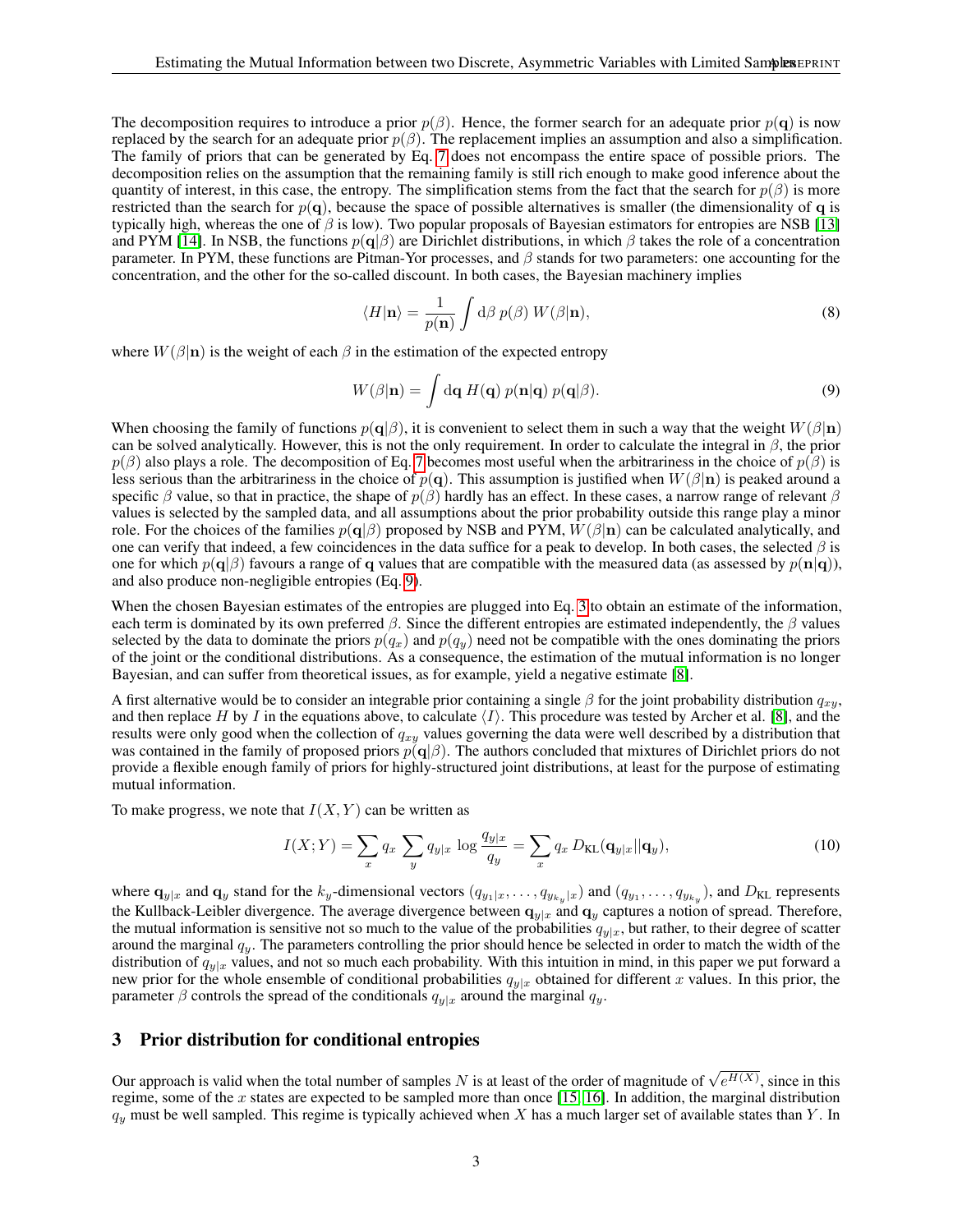The decomposition requires to introduce a prior $p(\beta)$. Hence, the former search for an adequate prior $p(\mathbf{q})$ is now replaced by the search for an adequate prior $p(\beta)$. The replacement implies an assumption and also a simplification. The family of priors that can be generated by Eq. 7 does not encompass the entire space of possible priors. The decomposition relies on the assumption that the remaining family is still rich enough to make good inference about the quantity of interest, in this case, the entropy. The simplification stems from the fact that the search for $p(\beta)$ is more restricted than the search for $p(\mathbf{q})$, because the space of possible alternatives is smaller (the dimensionality of $\mathbf{q}$ is typically high, whereas the one of $\beta$ is low). Two popular proposals of Bayesian estimators for entropies are NSB [13] and PYM [14]. In NSB, the functions $p(\mathbf{q}|\beta)$ are Dirichlet distributions, in which $\beta$ takes the role of a concentration parameter. In PYM, these functions are Pitman-Yor processes, and $\beta$ stands for two parameters: one accounting for the concentration, and the other for the so-called discount. In both cases, the Bayesian machinery implies

$$\langle H|\mathbf{n}\rangle = \frac{1}{p(\mathbf{n})} \int \mathrm{d}\beta \, p(\beta) \, W(\beta|\mathbf{n}), \tag{8}$$

where $W(\beta|\mathbf{n})$ is the weight of each $\beta$ in the estimation of the expected entropy

$$W(\beta|\mathbf{n}) = \int \mathrm{d}\mathbf{q} \, H(\mathbf{q}) \, p(\mathbf{n}|\mathbf{q}) \, p(\mathbf{q}|\beta). \tag{9}$$

When choosing the family of functions $p(\mathbf{q}|\beta)$, it is convenient to select them in such a way that the weight $W(\beta|\mathbf{n})$ can be solved analytically. However, this is not the only requirement. In order to calculate the integral in $\beta$, the prior $p(\beta)$ also plays a role. The decomposition of Eq. 7 becomes most useful when the arbitrariness in the choice of $p(\beta)$ is less serious than the arbitrariness in the choice of $p(\mathbf{q})$. This assumption is justified when $W(\beta|\mathbf{n})$ is peaked around a specific $\beta$ value, so that in practice, the shape of $p(\beta)$ hardly has an effect. In these cases, a narrow range of relevant $\beta$ values is selected by the sampled data, and all assumptions about the prior probability outside this range play a minor role. For the choices of the families $p(\mathbf{q}|\beta)$ proposed by NSB and PYM, $W(\beta|\mathbf{n})$ can be calculated analytically, and one can verify that indeed, a few coincidences in the data suffice for a peak to develop. In both cases, the selected $\beta$ is one for which $p(\mathbf{q}|\beta)$ favours a range of $\mathbf{q}$ values that are compatible with the measured data (as assessed by $p(\mathbf{n}|\mathbf{q})$), and also produce non-negligible entropies (Eq. 9).

When the chosen Bayesian estimates of the entropies are plugged into Eq. 3 to obtain an estimate of the information, each term is dominated by its own preferred $\beta$. Since the different entropies are estimated independently, the $\beta$ values selected by the data to dominate the priors $p(q_x)$ and $p(q_y)$ need not be compatible with the ones dominating the priors of the joint or the conditional distributions. As a consequence, the estimation of the mutual information is no longer Bayesian, and can suffer from theoretical issues, as for example, yield a negative estimate [8].

A first alternative would be to consider an integrable prior containing a single $\beta$ for the joint probability distribution $q_{xy}$, and then replace $H$ by $I$ in the equations above, to calculate $\langle I\rangle$. This procedure was tested by Archer et al. [8], and the results were only good when the collection of $q_{xy}$ values governing the data were well described by a distribution that was contained in the family of proposed priors $p(\mathbf{q}|\beta)$. The authors concluded that mixtures of Dirichlet priors do not provide a flexible enough family of priors for highly-structured joint distributions, at least for the purpose of estimating mutual information.

To make progress, we note that $I(X,Y)$ can be written as

$$I(X;Y) = \sum_x q_x \sum_y q_{y|x} \, \log \frac{q_{y|x}}{q_y} = \sum_x q_x \, D_{\mathrm{KL}}(\mathbf{q}_{y|x}||\mathbf{q}_y), \tag{10}$$

where $\mathbf{q}_{y|x}$ and $\mathbf{q}_y$ stand for the $k_y$-dimensional vectors $(q_{y_1|x}, \ldots, q_{y_{k_y}|x})$ and $(q_{y_1}, \ldots, q_{y_{k_y}})$, and $D_{\mathrm{KL}}$ represents the Kullback-Leibler divergence. The average divergence between $\mathbf{q}_{y|x}$ and $\mathbf{q}_y$ captures a notion of spread. Therefore, the mutual information is sensitive not so much to the value of the probabilities $q_{y|x}$, but rather, to their degree of scatter around the marginal $q_y$. The parameters controlling the prior should hence be selected in order to match the width of the distribution of $q_{y|x}$ values, and not so much each probability. With this intuition in mind, in this paper we put forward a new prior for the whole ensemble of conditional probabilities $q_{y|x}$ obtained for different $x$ values. In this prior, the parameter $\beta$ controls the spread of the conditionals $q_{y|x}$ around the marginal $q_y$.

## 3 Prior distribution for conditional entropies

Our approach is valid when the total number of samples $N$ is at least of the order of magnitude of $\sqrt{e^{H(X)}}$, since in this regime, some of the $x$ states are expected to be sampled more than once [15, 16]. In addition, the marginal distribution $q_y$ must be well sampled. This regime is typically achieved when $X$ has a much larger set of available states than $Y$. In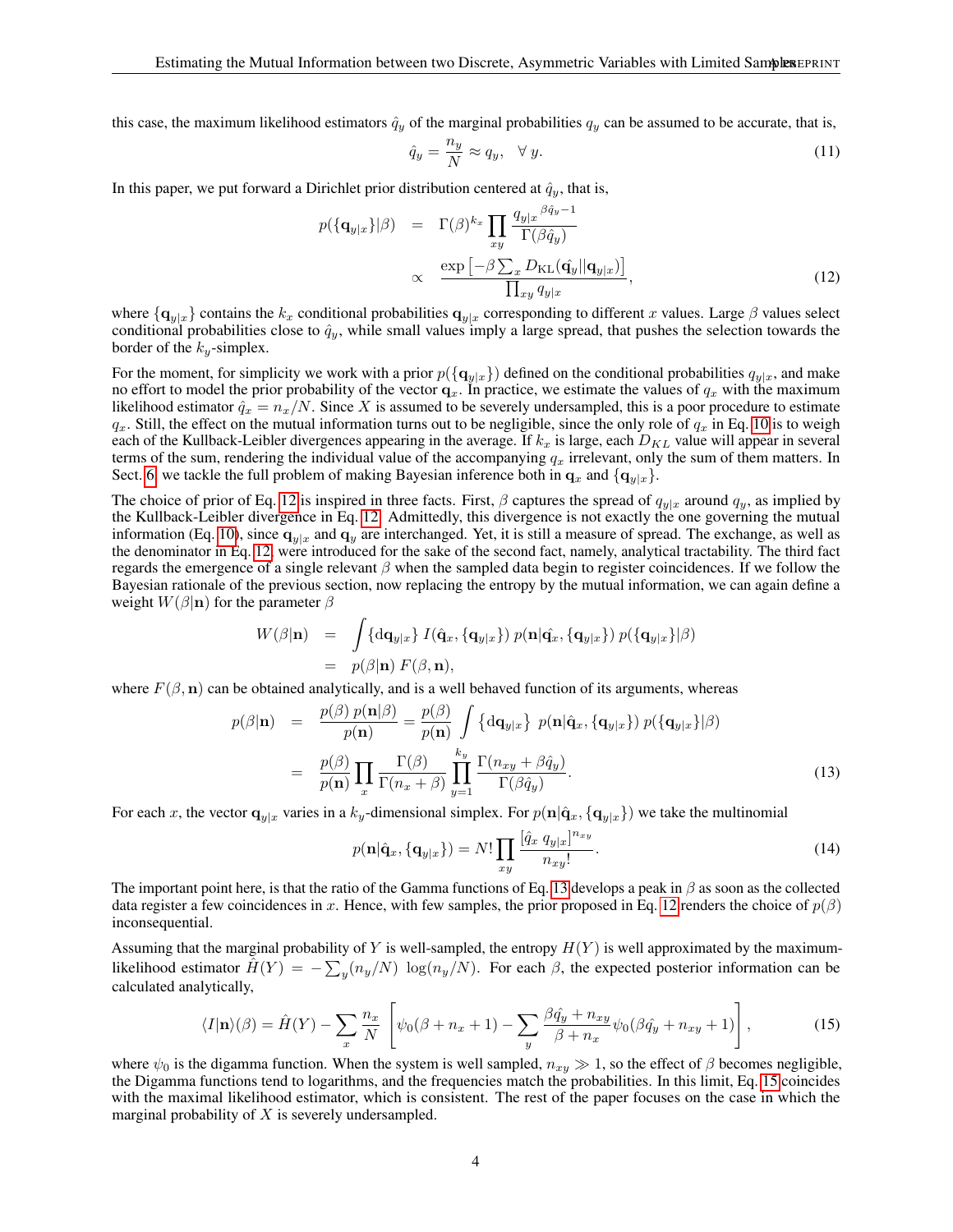this case, the maximum likelihood estimators $\hat{q}_y$ of the marginal probabilities $q_y$ can be assumed to be accurate, that is,

$$\hat{q}_y = \frac{n_y}{N} \approx q_y, \quad \forall\, y. \tag{11}$$

In this paper, we put forward a Dirichlet prior distribution centered at $\hat{q}_y$, that is,

$$\begin{aligned} p(\{\mathbf{q}_{y|x}\}|\beta) &= \Gamma(\beta)^{k_x} \prod_{xy} \frac{{q_{y|x}}^{\beta \hat{q}_y - 1}}{\Gamma(\beta \hat{q}_y)} \\ &\propto \frac{\exp\left[-\beta \sum_x D_{\mathrm{KL}}(\hat{\mathbf{q}_y} || \mathbf{q}_{y|x})\right]}{\prod_{xy} q_{y|x}}, \end{aligned} \tag{12}$$

where $\{\mathbf{q}_{y|x}\}$ contains the $k_x$ conditional probabilities $\mathbf{q}_{y|x}$ corresponding to different $x$ values. Large $\beta$ values select conditional probabilities close to $\hat{q}_y$, while small values imply a large spread, that pushes the selection towards the border of the $k_y$-simplex.

For the moment, for simplicity we work with a prior $p(\{\mathbf{q}_{y|x}\})$ defined on the conditional probabilities $q_{y|x}$, and make no effort to model the prior probability of the vector $\mathbf{q}_x$. In practice, we estimate the values of $q_x$ with the maximum likelihood estimator $\hat{q}_x = n_x/N$. Since $X$ is assumed to be severely undersampled, this is a poor procedure to estimate $q_x$. Still, the effect on the mutual information turns out to be negligible, since the only role of $q_x$ in Eq. 10 is to weigh each of the Kullback-Leibler divergences appearing in the average. If $k_x$ is large, each $D_{KL}$ value will appear in several terms of the sum, rendering the individual value of the accompanying $q_x$ irrelevant, only the sum of them matters. In Sect. 6, we tackle the full problem of making Bayesian inference both in $\mathbf{q}_x$ and $\{\mathbf{q}_{y|x}\}$.

The choice of prior of Eq. 12 is inspired in three facts. First, $\beta$ captures the spread of $q_{y|x}$ around $q_y$, as implied by the Kullback-Leibler divergence in Eq. 12. Admittedly, this divergence is not exactly the one governing the mutual information (Eq. 10), since $\mathbf{q}_{y|x}$ and $\mathbf{q}_y$ are interchanged. Yet, it is still a measure of spread. The exchange, as well as the denominator in Eq. 12, were introduced for the sake of the second fact, namely, analytical tractability. The third fact regards the emergence of a single relevant $\beta$ when the sampled data begin to register coincidences. If we follow the Bayesian rationale of the previous section, now replacing the entropy by the mutual information, we can again define a weight $W(\beta|\mathbf{n})$ for the parameter $\beta$

$$\begin{aligned} W(\beta|\mathbf{n}) &= \int \{\mathrm{d}\mathbf{q}_{y|x}\}\; I(\hat{\mathbf{q}}_x, \{\mathbf{q}_{y|x}\})\; p(\mathbf{n}|\hat{\mathbf{q}}_x, \{\mathbf{q}_{y|x}\})\; p(\{\mathbf{q}_{y|x}\}|\beta) \\ &= p(\beta|\mathbf{n})\; F(\beta, \mathbf{n}), \end{aligned}$$

where $F(\beta, \mathbf{n})$ can be obtained analytically, and is a well behaved function of its arguments, whereas

$$\begin{aligned} p(\beta|\mathbf{n}) &= \frac{p(\beta)\; p(\mathbf{n}|\beta)}{p(\mathbf{n})} = \frac{p(\beta)}{p(\mathbf{n})} \int \left\{\mathrm{d}\mathbf{q}_{y|x}\right\}\; p(\mathbf{n}|\hat{\mathbf{q}}_x, \{\mathbf{q}_{y|x}\})\; p(\{\mathbf{q}_{y|x}\}|\beta) \\ &= \frac{p(\beta)}{p(\mathbf{n})} \prod_x \frac{\Gamma(\beta)}{\Gamma(n_x + \beta)} \prod_{y=1}^{k_y} \frac{\Gamma(n_{xy} + \beta \hat{q}_y)}{\Gamma(\beta \hat{q}_y)}. \end{aligned} \tag{13}$$

For each $x$, the vector $\mathbf{q}_{y|x}$ varies in a $k_y$-dimensional simplex. For $p(\mathbf{n}|\hat{\mathbf{q}}_x, \{\mathbf{q}_{y|x}\})$ we take the multinomial

$$p(\mathbf{n}|\hat{\mathbf{q}}_x, \{\mathbf{q}_{y|x}\}) = N! \prod_{xy} \frac{[\hat{q}_x\; q_{y|x}]^{n_{xy}}}{n_{xy}!}. \tag{14}$$

The important point here, is that the ratio of the Gamma functions of Eq. 13 develops a peak in $\beta$ as soon as the collected data register a few coincidences in $x$. Hence, with few samples, the prior proposed in Eq. 12 renders the choice of $p(\beta)$ inconsequential.

Assuming that the marginal probability of $Y$ is well-sampled, the entropy $H(Y)$ is well approximated by the maximum-likelihood estimator $\hat{H}(Y) = -\sum_y (n_y/N)\, \log(n_y/N)$. For each $\beta$, the expected posterior information can be calculated analytically,

$$\langle I|\mathbf{n}\rangle(\beta) = \hat{H}(Y) - \sum_x \frac{n_x}{N} \left[\psi_0(\beta + n_x + 1) - \sum_y \frac{\beta \hat{q}_y + n_{xy}}{\beta + n_x} \psi_0(\beta \hat{q}_y + n_{xy} + 1)\right], \tag{15}$$

where $\psi_0$ is the digamma function. When the system is well sampled, $n_{xy} \gg 1$, so the effect of $\beta$ becomes negligible, the Digamma functions tend to logarithms, and the frequencies match the probabilities. In this limit, Eq. 15 coincides with the maximal likelihood estimator, which is consistent. The rest of the paper focuses on the case in which the marginal probability of $X$ is severely undersampled.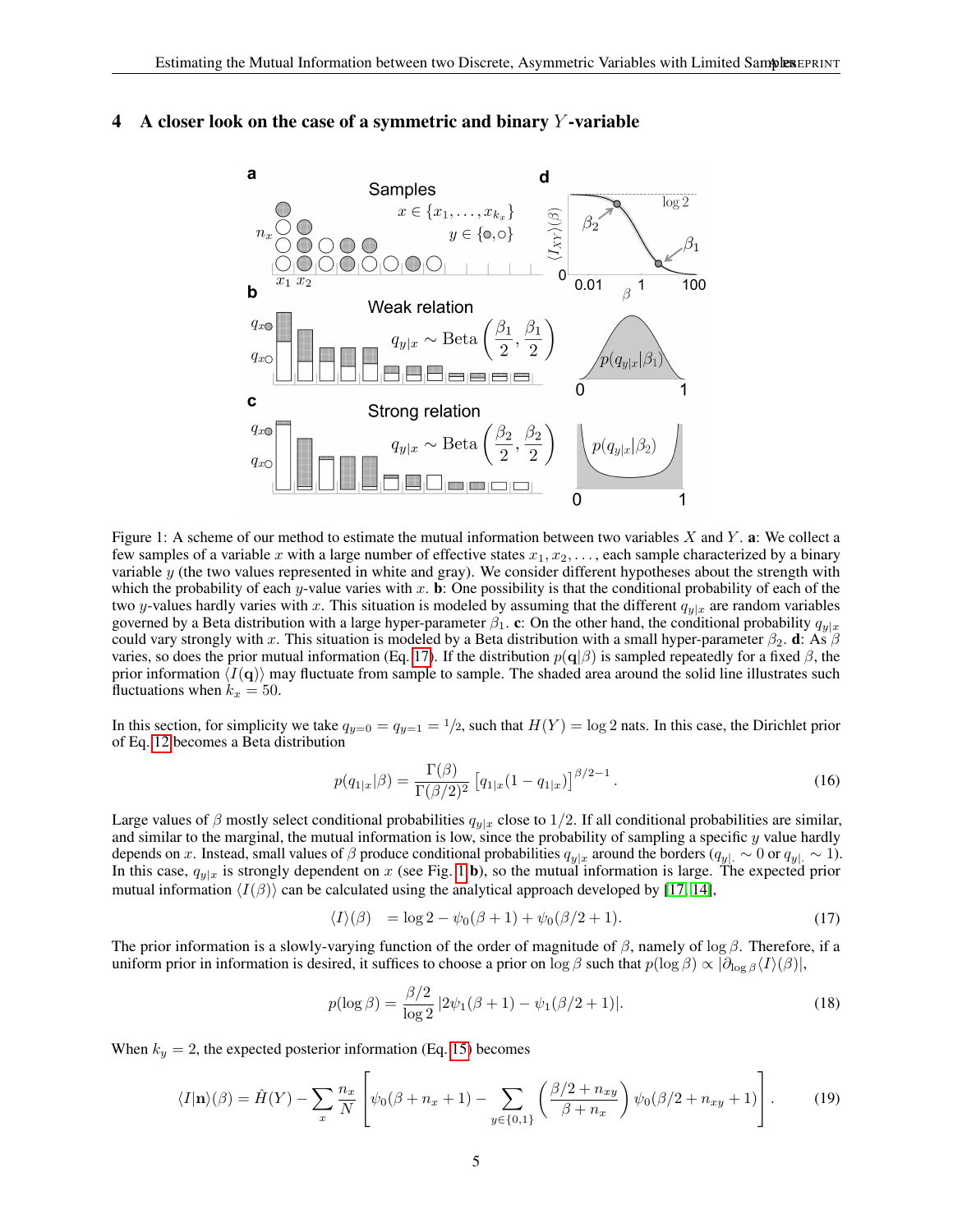## 4 A closer look on the case of a symmetric and binary $Y$-variable

Figure 1: A scheme of our method to estimate the mutual information between two variables $X$ and $Y$. **a**: We collect a few samples of a variable $x$ with a large number of effective states $x_1, x_2, \ldots$, each sample characterized by a binary variable $y$ (the two values represented in white and gray). We consider different hypotheses about the strength with which the probability of each $y$-value varies with $x$. **b**: One possibility is that the conditional probability of each of the two $y$-values hardly varies with $x$. This situation is modeled by assuming that the different $q_{y|x}$ are random variables governed by a Beta distribution with a large hyper-parameter $\beta_1$. **c**: On the other hand, the conditional probability $q_{y|x}$ could vary strongly with $x$. This situation is modeled by a Beta distribution with a small hyper-parameter $\beta_2$. **d**: As $\beta$ varies, so does the prior mutual information (Eq. 17). If the distribution $p(\mathbf{q}|\beta)$ is sampled repeatedly for a fixed $\beta$, the prior information $\langle I(\mathbf{q})\rangle$ may fluctuate from sample to sample. The shaded area around the solid line illustrates such fluctuations when $k_x = 50$.

In this section, for simplicity we take $q_{y=0} = q_{y=1} = 1/2$, such that $H(Y) = \log 2$ nats. In this case, the Dirichlet prior of Eq. 12 becomes a Beta distribution

$$p(q_{1|x}|\beta) = \frac{\Gamma(\beta)}{\Gamma(\beta/2)^2} \left[q_{1|x}(1 - q_{1|x})\right]^{\beta/2-1}. \tag{16}$$

Large values of $\beta$ mostly select conditional probabilities $q_{y|x}$ close to $1/2$. If all conditional probabilities are similar, and similar to the marginal, the mutual information is low, since the probability of sampling a specific $y$ value hardly depends on $x$. Instead, small values of $\beta$ produce conditional probabilities $q_{y|x}$ around the borders ($q_{y|\cdot} \sim 0$ or $q_{y|\cdot} \sim 1$). In this case, $q_{y|x}$ is strongly dependent on $x$ (see Fig. 1 **b**), so the mutual information is large. The expected prior mutual information $\langle I(\beta)\rangle$ can be calculated using the analytical approach developed by [17, 14],

$$\langle I\rangle(\beta) \quad = \log 2 - \psi_0(\beta + 1) + \psi_0(\beta/2 + 1). \tag{17}$$

The prior information is a slowly-varying function of the order of magnitude of $\beta$, namely of $\log \beta$. Therefore, if a uniform prior in information is desired, it suffices to choose a prior on $\log \beta$ such that $p(\log \beta) \propto |\partial_{\log \beta}\langle I\rangle(\beta)|$,

$$p(\log \beta) = \frac{\beta/2}{\log 2} \left|2\psi_1(\beta + 1) - \psi_1(\beta/2 + 1)\right|. \tag{18}$$

When $k_y = 2$, the expected posterior information (Eq. 15) becomes

$$\langle I|\mathbf{n}\rangle(\beta) = \hat{H}(Y) - \sum_x \frac{n_x}{N} \left[\psi_0(\beta + n_x + 1) - \sum_{y\in\{0,1\}} \left(\frac{\beta/2 + n_{xy}}{\beta + n_x}\right) \psi_0(\beta/2 + n_{xy} + 1)\right]. \tag{19}$$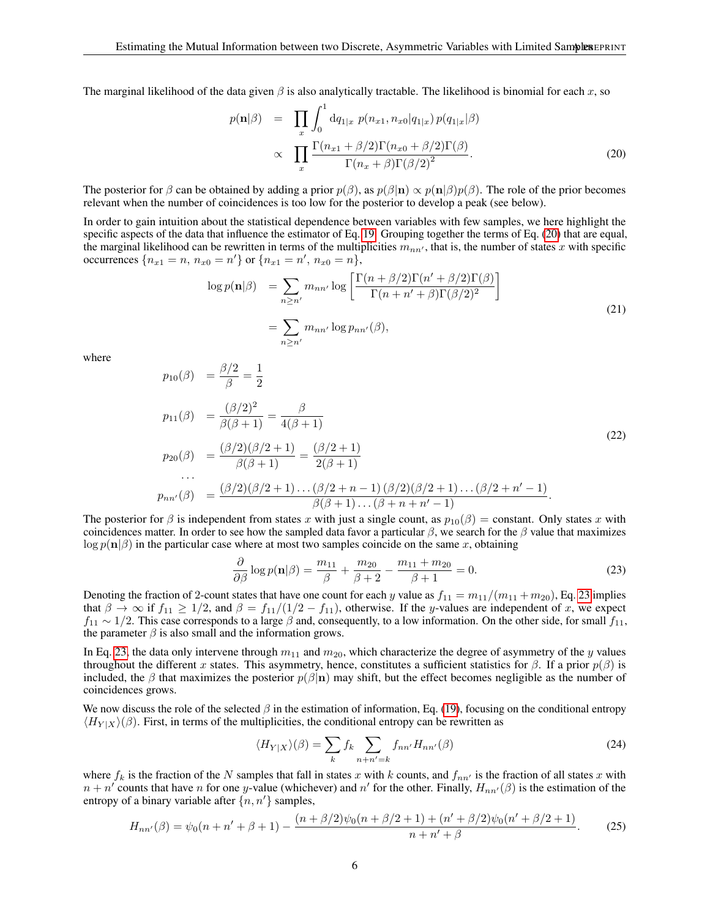The marginal likelihood of the data given $\beta$ is also analytically tractable. The likelihood is binomial for each $x$, so

$$
\begin{aligned}
p(\mathbf{n}|\beta) &= \prod_x \int_0^1 \mathrm{d}q_{1|x}\; p(n_{x1}, n_{x0}|q_{1|x})\, p(q_{1|x}|\beta) \\
&\propto \prod_x \frac{\Gamma(n_{x1}+\beta/2)\Gamma(n_{x0}+\beta/2)\Gamma(\beta)}{\Gamma(n_x+\beta)\Gamma(\beta/2)^2}.
\end{aligned} \tag{20}
$$

The posterior for $\beta$ can be obtained by adding a prior $p(\beta)$, as $p(\beta|\mathbf{n}) \propto p(\mathbf{n}|\beta)p(\beta)$. The role of the prior becomes relevant when the number of coincidences is too low for the posterior to develop a peak (see below).

In order to gain intuition about the statistical dependence between variables with few samples, we here highlight the specific aspects of the data that influence the estimator of Eq. 19. Grouping together the terms of Eq. (20) that are equal, the marginal likelihood can be rewritten in terms of the multiplicities $m_{nn'}$, that is, the number of states $x$ with specific occurrences $\{n_{x1} = n,\, n_{x0} = n'\}$ or $\{n_{x1} = n',\, n_{x0} = n\}$,

$$
\begin{aligned}
\log p(\mathbf{n}|\beta) &= \sum_{n \geq n'} m_{nn'} \log\left[\frac{\Gamma(n+\beta/2)\Gamma(n'+\beta/2)\Gamma(\beta)}{\Gamma(n+n'+\beta)\Gamma(\beta/2)^2}\right] \\
&= \sum_{n \geq n'} m_{nn'} \log p_{nn'}(\beta),
\end{aligned} \tag{21}
$$

where

$$
\begin{aligned}
p_{10}(\beta) &= \frac{\beta/2}{\beta} = \frac{1}{2} \\
p_{11}(\beta) &= \frac{(\beta/2)^2}{\beta(\beta+1)} = \frac{\beta}{4(\beta+1)} \\
p_{20}(\beta) &= \frac{(\beta/2)(\beta/2+1)}{\beta(\beta+1)} = \frac{(\beta/2+1)}{2(\beta+1)} \\
&\dots \\
p_{nn'}(\beta) &= \frac{(\beta/2)(\beta/2+1)\dots(\beta/2+n-1)\,(\beta/2)(\beta/2+1)\dots(\beta/2+n'-1)}{\beta(\beta+1)\dots(\beta+n+n'-1)}.
\end{aligned} \tag{22}
$$

The posterior for $\beta$ is independent from states $x$ with just a single count, as $p_{10}(\beta) = \text{constant}$. Only states $x$ with coincidences matter. In order to see how the sampled data favor a particular $\beta$, we search for the $\beta$ value that maximizes $\log p(\mathbf{n}|\beta)$ in the particular case where at most two samples coincide on the same $x$, obtaining

$$
\frac{\partial}{\partial\beta}\log p(\mathbf{n}|\beta) = \frac{m_{11}}{\beta} + \frac{m_{20}}{\beta+2} - \frac{m_{11}+m_{20}}{\beta+1} = 0. \tag{23}
$$

Denoting the fraction of 2-count states that have one count for each $y$ value as $f_{11} = m_{11}/(m_{11}+m_{20})$, Eq. 23 implies that $\beta \to \infty$ if $f_{11} \geq 1/2$, and $\beta = f_{11}/(1/2 - f_{11})$, otherwise. If the $y$-values are independent of $x$, we expect $f_{11} \sim 1/2$. This case corresponds to a large $\beta$ and, consequently, to a low information. On the other side, for small $f_{11}$, the parameter $\beta$ is also small and the information grows.

In Eq. 23, the data only intervene through $m_{11}$ and $m_{20}$, which characterize the degree of asymmetry of the $y$ values throughout the different $x$ states. This asymmetry, hence, constitutes a sufficient statistics for $\beta$. If a prior $p(\beta)$ is included, the $\beta$ that maximizes the posterior $p(\beta|\mathbf{n})$ may shift, but the effect becomes negligible as the number of coincidences grows.

We now discuss the role of the selected $\beta$ in the estimation of information, Eq. (19), focusing on the conditional entropy $\langle H_{Y|X}\rangle(\beta)$. First, in terms of the multiplicities, the conditional entropy can be rewritten as

$$
\langle H_{Y|X}\rangle(\beta) = \sum_k f_k \sum_{n+n'=k} f_{nn'} H_{nn'}(\beta) \tag{24}
$$

where $f_k$ is the fraction of the $N$ samples that fall in states $x$ with $k$ counts, and $f_{nn'}$ is the fraction of all states $x$ with $n+n'$ counts that have $n$ for one $y$-value (whichever) and $n'$ for the other. Finally, $H_{nn'}(\beta)$ is the estimation of the entropy of a binary variable after $\{n, n'\}$ samples,

$$
H_{nn'}(\beta) = \psi_0(n+n'+\beta+1) - \frac{(n+\beta/2)\psi_0(n+\beta/2+1) + (n'+\beta/2)\psi_0(n'+\beta/2+1)}{n+n'+\beta}. \tag{25}
$$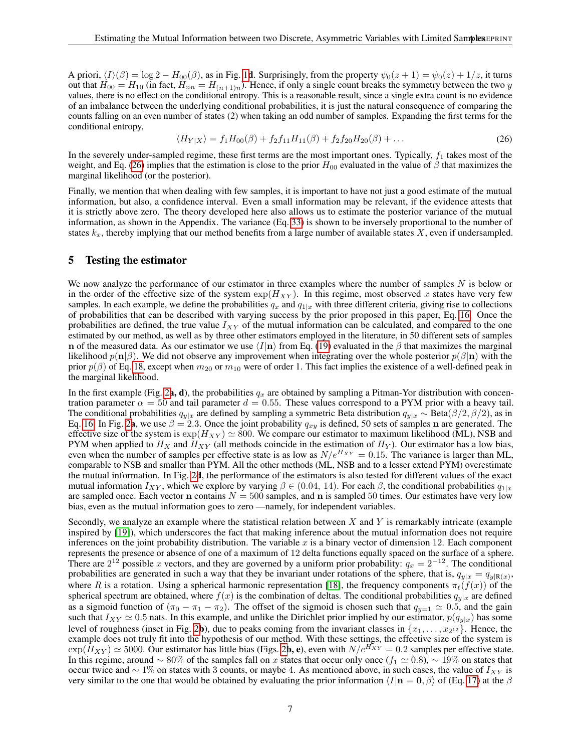A priori, $\langle I\rangle(\beta) = \log 2 - H_{00}(\beta)$, as in Fig. 1**d**. Surprisingly, from the property $\psi_0(z+1) = \psi_0(z) + 1/z$, it turns out that $H_{00} = H_{10}$ (in fact, $H_{nn} = H_{(n+1)n}$). Hence, if only a single count breaks the symmetry between the two $y$ values, there is no effect on the conditional entropy. This is a reasonable result, since a single extra count is no evidence of an imbalance between the underlying conditional probabilities, it is just the natural consequence of comparing the counts falling on an even number of states (2) when taking an odd number of samples. Expanding the first terms for the conditional entropy,

$$\langle H_{Y|X}\rangle = f_1 H_{00}(\beta) + f_2 f_{11} H_{11}(\beta) + f_2 f_{20} H_{20}(\beta) + \ldots \tag{26}$$

In the severely under-sampled regime, these first terms are the most important ones. Typically, $f_1$ takes most of the weight, and Eq. (26) implies that the estimation is close to the prior $H_{00}$ evaluated in the value of $\beta$ that maximizes the marginal likelihood (or the posterior).

Finally, we mention that when dealing with few samples, it is important to have not just a good estimate of the mutual information, but also, a confidence interval. Even a small information may be relevant, if the evidence attests that it is strictly above zero. The theory developed here also allows us to estimate the posterior variance of the mutual information, as shown in the Appendix. The variance (Eq. 33) is shown to be inversely proportional to the number of states $k_x$, thereby implying that our method benefits from a large number of available states $X$, even if undersampled.

## 5 Testing the estimator

We now analyze the performance of our estimator in three examples where the number of samples $N$ is below or in the order of the effective size of the system $\exp(H_{XY})$. In this regime, most observed $x$ states have very few samples. In each example, we define the probabilities $q_x$ and $q_{1|x}$ with three different criteria, giving rise to collections of probabilities that can be described with varying success by the prior proposed in this paper, Eq. 16. Once the probabilities are defined, the true value $I_{XY}$ of the mutual information can be calculated, and compared to the one estimated by our method, as well as by three other estimators employed in the literature, in 50 different sets of samples $\mathbf{n}$ of the measured data. As our estimator we use $\langle I|\mathbf{n}\rangle$ from Eq. (19) evaluated in the $\beta$ that maximizes the marginal likelihood $p(\mathbf{n}|\beta)$. We did not observe any improvement when integrating over the whole posterior $p(\beta|\mathbf{n})$ with the prior $p(\beta)$ of Eq. 18, except when $m_{20}$ or $m_{10}$ were of order 1. This fact implies the existence of a well-defined peak in the marginal likelihood.

In the first example (Fig. 2**a, d**), the probabilities $q_x$ are obtained by sampling a Pitman-Yor distribution with concentration parameter $\alpha = 50$ and tail parameter $d = 0.55$. These values correspond to a PYM prior with a heavy tail. The conditional probabilities $q_{y|x}$ are defined by sampling a symmetric Beta distribution $q_{y|x} \sim \text{Beta}(\beta/2, \beta/2)$, as in Eq. 16. In Fig. 2**a**, we use $\beta = 2.3$. Once the joint probability $q_{xy}$ is defined, 50 sets of samples $\mathbf{n}$ are generated. The effective size of the system is $\exp(H_{XY}) \simeq 800$. We compare our estimator to maximum likelihood (ML), NSB and PYM when applied to $H_X$ and $H_{XY}$ (all methods coincide in the estimation of $H_Y$). Our estimator has a low bias, even when the number of samples per effective state is as low as $N/e^{H_{XY}} = 0.15$. The variance is larger than ML, comparable to NSB and smaller than PYM. All the other methods (ML, NSB and to a lesser extend PYM) overestimate the mutual information. In Fig. 2**d**, the performance of the estimators is also tested for different values of the exact mutual information $I_{XY}$, which we explore by varying $\beta \in (0.04, 14)$. For each $\beta$, the conditional probabilities $q_{1|x}$ are sampled once. Each vector $\mathbf{n}$ contains $N = 500$ samples, and $\mathbf{n}$ is sampled 50 times. Our estimates have very low bias, even as the mutual information goes to zero —namely, for independent variables.

Secondly, we analyze an example where the statistical relation between $X$ and $Y$ is remarkably intricate (example inspired by [19]), which underscores the fact that making inference about the mutual information does not require inferences on the joint probability distribution. The variable $x$ is a binary vector of dimension 12. Each component represents the presence or absence of one of a maximum of 12 delta functions equally spaced on the surface of a sphere. There are $2^{12}$ possible $x$ vectors, and they are governed by a uniform prior probability: $q_x = 2^{-12}$. The conditional probabilities are generated in such a way that they be invariant under rotations of the sphere, that is, $q_{y|x} = q_{y|\text{R}(x)}$, where $R$ is a rotation. Using a spherical harmonic representation [18], the frequency components $\pi_\ell(f(x))$ of the spherical spectrum are obtained, where $f(x)$ is the combination of deltas. The conditional probabilities $q_{y|x}$ are defined as a sigmoid function of $(\pi_0 - \pi_1 - \pi_2)$. The offset of the sigmoid is chosen such that $q_{y=1} \simeq 0.5$, and the gain such that $I_{XY} \simeq 0.5$ nats. In this example, and unlike the Dirichlet prior implied by our estimator, $p(q_{y|x})$ has some level of roughness (inset in Fig. 2**b**), due to peaks coming from the invariant classes in $\{x_1, \ldots, x_{2^{12}}\}$. Hence, the example does not truly fit into the hypothesis of our method. With these settings, the effective size of the system is $\exp(H_{XY}) \simeq 5000$. Our estimator has little bias (Figs. 2**b, e**), even with $N/e^{H_{XY}} = 0.2$ samples per effective state. In this regime, around $\sim 80\%$ of the samples fall on $x$ states that occur only once ($f_1 \simeq 0.8$), $\sim 19\%$ on states that occur twice and $\sim 1\%$ on states with 3 counts, or maybe 4. As mentioned above, in such cases, the value of $I_{XY}$ is very similar to the one that would be obtained by evaluating the prior information $\langle I|\mathbf{n} = \mathbf{0}, \beta\rangle$ of (Eq. 17) at the $\beta$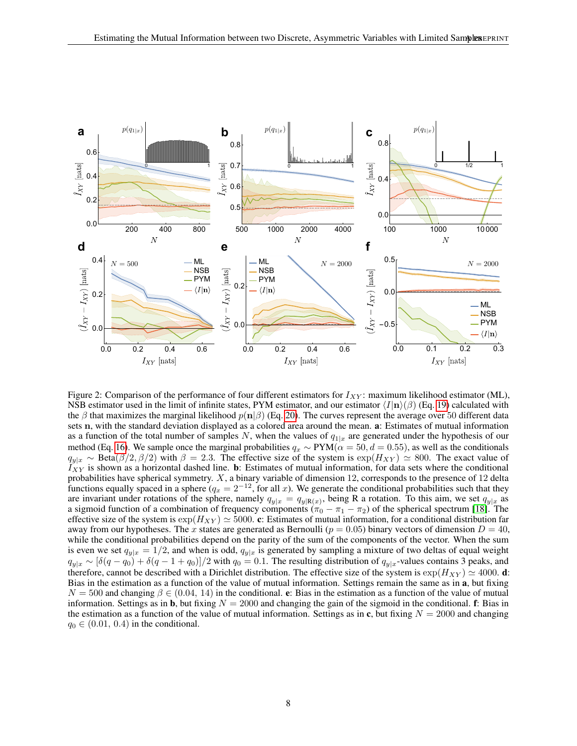Figure 2: Comparison of the performance of four different estimators for $I_{XY}$: maximum likelihood estimator (ML), NSB estimator used in the limit of infinite states, PYM estimator, and our estimator $\langle I|\mathbf{n}\rangle(\beta)$ (Eq. 19) calculated with the $\beta$ that maximizes the marginal likelihood $p(\mathbf{n}|\beta)$ (Eq. 20). The curves represent the average over 50 different data sets $\mathbf{n}$, with the standard deviation displayed as a colored area around the mean. **a**: Estimates of mutual information as a function of the total number of samples $N$, when the values of $q_{1|x}$ are generated under the hypothesis of our method (Eq. 16). We sample once the marginal probabilities $q_x \sim \text{PYM}(\alpha = 50, d = 0.55)$, as well as the conditionals $q_{y|x} \sim \text{Beta}(\beta/2, \beta/2)$ with $\beta = 2.3$. The effective size of the system is $\exp(H_{XY}) \simeq 800$. The exact value of $I_{XY}$ is shown as a horizontal dashed line. **b**: Estimates of mutual information, for data sets where the conditional probabilities have spherical symmetry. $X$, a binary variable of dimension 12, corresponds to the presence of 12 delta functions equally spaced in a sphere ($q_x = 2^{-12}$, for all $x$). We generate the conditional probabilities such that they are invariant under rotations of the sphere, namely $q_{y|x} = q_{y|\text{R}(x)}$, being R a rotation. To this aim, we set $q_{y|x}$ as a sigmoid function of a combination of frequency components ($\pi_0 - \pi_1 - \pi_2$) of the spherical spectrum [18]. The effective size of the system is $\exp(H_{XY}) \simeq 5000$. **c**: Estimates of mutual information, for a conditional distribution far away from our hypotheses. The $x$ states are generated as Bernoulli ($p = 0.05$) binary vectors of dimension $D = 40$, while the conditional probabilities depend on the parity of the sum of the components of the vector. When the sum is even we set $q_{y|x} = 1/2$, and when is odd, $q_{y|x}$ is generated by sampling a mixture of two deltas of equal weight $q_{y|x} \sim [\delta(q - q_0) + \delta(q - 1 + q_0)]/2$ with $q_0 = 0.1$. The resulting distribution of $q_{y|x}$-values contains 3 peaks, and therefore, cannot be described with a Dirichlet distribution. The effective size of the system is $\exp(H_{XY}) \simeq 4000$. **d**: Bias in the estimation as a function of the value of mutual information. Settings remain the same as in **a**, but fixing $N = 500$ and changing $\beta \in (0.04, 14)$ in the conditional. **e**: Bias in the estimation as a function of the value of mutual information. Settings as in **b**, but fixing $N = 2000$ and changing the gain of the sigmoid in the conditional. **f**: Bias in the estimation as a function of the value of mutual information. Settings as in **c**, but fixing $N = 2000$ and changing $q_0 \in (0.01, 0.4)$ in the conditional.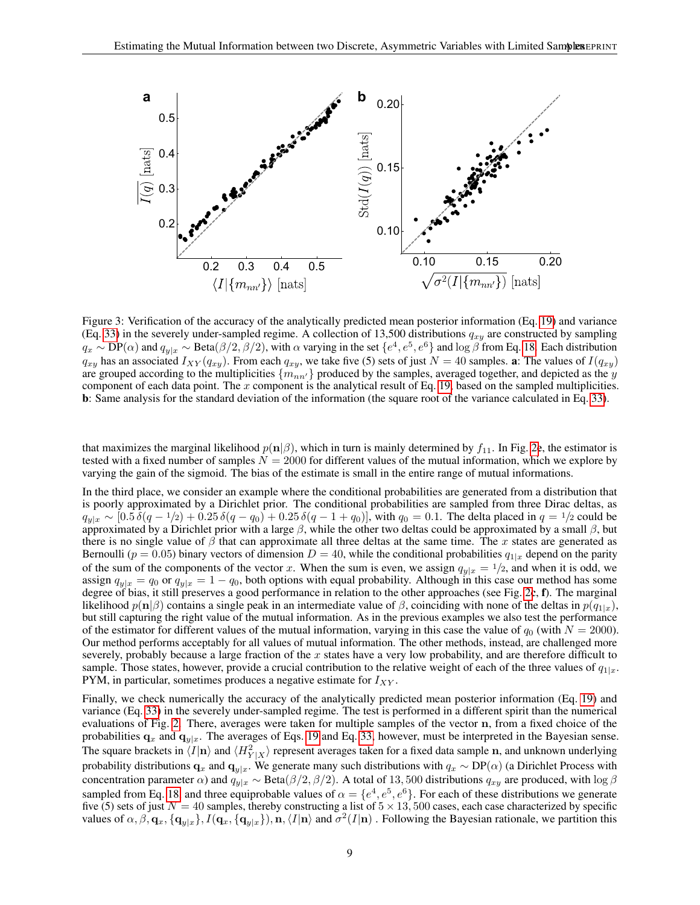Figure 3: Verification of the accuracy of the analytically predicted mean posterior information (Eq. 19) and variance (Eq. 33) in the severely under-sampled regime. A collection of 13,500 distributions $q_{xy}$ are constructed by sampling $q_x \sim \text{DP}(\alpha)$ and $q_{y|x} \sim \text{Beta}(\beta/2, \beta/2)$, with $\alpha$ varying in the set $\{e^4, e^5, e^6\}$ and $\log \beta$ from Eq. 18. Each distribution $q_{xy}$ has an associated $I_{XY}(q_{xy})$. From each $q_{xy}$, we take five (5) sets of just $N = 40$ samples. **a**: The values of $I(q_{xy})$ are grouped according to the multiplicities $\{m_{nn'}\}$ produced by the samples, averaged together, and depicted as the $y$ component of each data point. The $x$ component is the analytical result of Eq. 19, based on the sampled multiplicities. **b**: Same analysis for the standard deviation of the information (the square root of the variance calculated in Eq. 33).

that maximizes the marginal likelihood $p(\mathbf{n}|\beta)$, which in turn is mainly determined by $f_{11}$. In Fig. 2e, the estimator is tested with a fixed number of samples $N = 2000$ for different values of the mutual information, which we explore by varying the gain of the sigmoid. The bias of the estimate is small in the entire range of mutual informations.

In the third place, we consider an example where the conditional probabilities are generated from a distribution that is poorly approximated by a Dirichlet prior. The conditional probabilities are sampled from three Dirac deltas, as $q_{y|x} \sim [0.5\,\delta(q - 1/2) + 0.25\,\delta(q - q_0) + 0.25\,\delta(q - 1 + q_0)]$, with $q_0 = 0.1$. The delta placed in $q = 1/2$ could be approximated by a Dirichlet prior with a large $\beta$, while the other two deltas could be approximated by a small $\beta$, but there is no single value of $\beta$ that can approximate all three deltas at the same time. The $x$ states are generated as Bernoulli ($p = 0.05$) binary vectors of dimension $D = 40$, while the conditional probabilities $q_{1|x}$ depend on the parity of the sum of the components of the vector $x$. When the sum is even, we assign $q_{y|x} = 1/2$, and when it is odd, we assign $q_{y|x} = q_0$ or $q_{y|x} = 1 - q_0$, both options with equal probability. Although in this case our method has some degree of bias, it still preserves a good performance in relation to the other approaches (see Fig. 2c, **f**). The marginal likelihood $p(\mathbf{n}|\beta)$ contains a single peak in an intermediate value of $\beta$, coinciding with none of the deltas in $p(q_{1|x})$, but still capturing the right value of the mutual information. As in the previous examples we also test the performance of the estimator for different values of the mutual information, varying in this case the value of $q_0$ (with $N = 2000$). Our method performs acceptably for all values of mutual information. The other methods, instead, are challenged more severely, probably because a large fraction of the $x$ states have a very low probability, and are therefore difficult to sample. Those states, however, provide a crucial contribution to the relative weight of each of the three values of $q_{1|x}$. PYM, in particular, sometimes produces a negative estimate for $I_{XY}$.

Finally, we check numerically the accuracy of the analytically predicted mean posterior information (Eq. 19) and variance (Eq. 33) in the severely under-sampled regime. The test is performed in a different spirit than the numerical evaluations of Fig. 2. There, averages were taken for multiple samples of the vector $\mathbf{n}$, from a fixed choice of the probabilities $\mathbf{q}_x$ and $\mathbf{q}_{y|x}$. The averages of Eqs. 19 and Eq. 33, however, must be interpreted in the Bayesian sense. The square brackets in $\langle I|\mathbf{n}\rangle$ and $\langle H^2_{Y|X}\rangle$ represent averages taken for a fixed data sample $\mathbf{n}$, and unknown underlying probability distributions $\mathbf{q}_x$ and $\mathbf{q}_{y|x}$. We generate many such distributions with $q_x \sim \text{DP}(\alpha)$ (a Dirichlet Process with concentration parameter $\alpha$) and $q_{y|x} \sim \text{Beta}(\beta/2, \beta/2)$. A total of $13,500$ distributions $q_{xy}$ are produced, with $\log \beta$ sampled from Eq. 18 and three equiprobable values of $\alpha = \{e^4, e^5, e^6\}$. For each of these distributions we generate five (5) sets of just $N = 40$ samples, thereby constructing a list of $5 \times 13,500$ cases, each case characterized by specific values of $\alpha, \beta, \mathbf{q}_x, \{\mathbf{q}_{y|x}\}, I(\mathbf{q}_x, \{\mathbf{q}_{y|x}\}), \mathbf{n}, \langle I|\mathbf{n}\rangle$ and $\sigma^2(I|\mathbf{n})$ . Following the Bayesian rationale, we partition this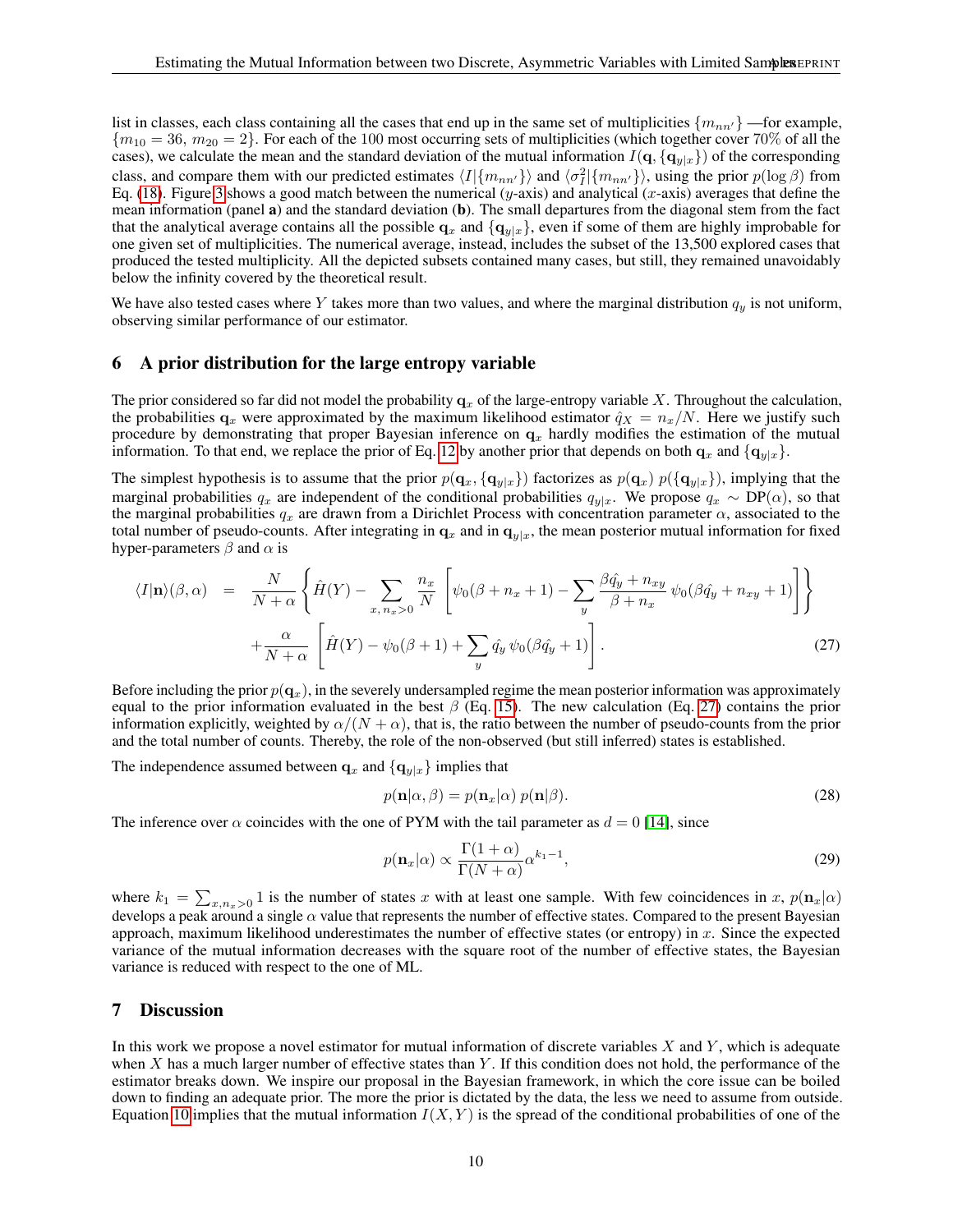list in classes, each class containing all the cases that end up in the same set of multiplicities $\{m_{nn'}\}$ —for example, $\{m_{10} = 36,\, m_{20} = 2\}$. For each of the 100 most occurring sets of multiplicities (which together cover 70% of all the cases), we calculate the mean and the standard deviation of the mutual information $I(\mathbf{q}, \{\mathbf{q}_{y|x}\})$ of the corresponding class, and compare them with our predicted estimates $\langle I|\{m_{nn'}\}\rangle$ and $\langle \sigma_I^2|\{m_{nn'}\}\rangle$, using the prior $p(\log\beta)$ from Eq. (18). Figure 3 shows a good match between the numerical ($y$-axis) and analytical ($x$-axis) averages that define the mean information (panel **a**) and the standard deviation (**b**). The small departures from the diagonal stem from the fact that the analytical average contains all the possible $\mathbf{q}_x$ and $\{\mathbf{q}_{y|x}\}$, even if some of them are highly improbable for one given set of multiplicities. The numerical average, instead, includes the subset of the 13,500 explored cases that produced the tested multiplicity. All the depicted subsets contained many cases, but still, they remained unavoidably below the infinity covered by the theoretical result.

We have also tested cases where $Y$ takes more than two values, and where the marginal distribution $q_y$ is not uniform, observing similar performance of our estimator.

## 6 A prior distribution for the large entropy variable

The prior considered so far did not model the probability $\mathbf{q}_x$ of the large-entropy variable $X$. Throughout the calculation, the probabilities $\mathbf{q}_x$ were approximated by the maximum likelihood estimator $\hat{q}_X = n_x/N$. Here we justify such procedure by demonstrating that proper Bayesian inference on $\mathbf{q}_x$ hardly modifies the estimation of the mutual information. To that end, we replace the prior of Eq. 12 by another prior that depends on both $\mathbf{q}_x$ and $\{\mathbf{q}_{y|x}\}$.

The simplest hypothesis is to assume that the prior $p(\mathbf{q}_x, \{\mathbf{q}_{y|x}\})$ factorizes as $p(\mathbf{q}_x)\; p(\{\mathbf{q}_{y|x}\})$, implying that the marginal probabilities $q_x$ are independent of the conditional probabilities $q_{y|x}$. We propose $q_x \sim \mathrm{DP}(\alpha)$, so that the marginal probabilities $q_x$ are drawn from a Dirichlet Process with concentration parameter $\alpha$, associated to the total number of pseudo-counts. After integrating in $\mathbf{q}_x$ and in $\mathbf{q}_{y|x}$, the mean posterior mutual information for fixed hyper-parameters $\beta$ and $\alpha$ is

$$
\begin{aligned}
\langle I|\mathbf{n}\rangle(\beta,\alpha) \;=\; & \frac{N}{N+\alpha}\left\{\hat{H}(Y) - \sum_{x,\, n_x>0}\frac{n_x}{N}\left[\psi_0(\beta+n_x+1) - \sum_y \frac{\beta\hat{q}_y + n_{xy}}{\beta+n_x}\,\psi_0(\beta\hat{q}_y+n_{xy}+1)\right]\right\} \\
& + \frac{\alpha}{N+\alpha}\left[\hat{H}(Y) - \psi_0(\beta+1) + \sum_y \hat{q}_y\,\psi_0(\beta\hat{q}_y+1)\right].
\end{aligned}
\tag{27}
$$

Before including the prior $p(\mathbf{q}_x)$, in the severely undersampled regime the mean posterior information was approximately equal to the prior information evaluated in the best $\beta$ (Eq. 15). The new calculation (Eq. 27) contains the prior information explicitly, weighted by $\alpha/(N+\alpha)$, that is, the ratio between the number of pseudo-counts from the prior and the total number of counts. Thereby, the role of the non-observed (but still inferred) states is established.

The independence assumed between $\mathbf{q}_x$ and $\{\mathbf{q}_{y|x}\}$ implies that

$$
p(\mathbf{n}|\alpha,\beta) = p(\mathbf{n}_x|\alpha)\; p(\mathbf{n}|\beta). \tag{28}
$$

The inference over $\alpha$ coincides with the one of PYM with the tail parameter as $d = 0$ [14], since

$$
p(\mathbf{n}_x|\alpha) \propto \frac{\Gamma(1+\alpha)}{\Gamma(N+\alpha)}\alpha^{k_1-1}, \tag{29}
$$

where $k_1 = \sum_{x, n_x>0} 1$ is the number of states $x$ with at least one sample. With few coincidences in $x$, $p(\mathbf{n}_x|\alpha)$ develops a peak around a single $\alpha$ value that represents the number of effective states. Compared to the present Bayesian approach, maximum likelihood underestimates the number of effective states (or entropy) in $x$. Since the expected variance of the mutual information decreases with the square root of the number of effective states, the Bayesian variance is reduced with respect to the one of ML.

## 7 Discussion

In this work we propose a novel estimator for mutual information of discrete variables $X$ and $Y$, which is adequate when $X$ has a much larger number of effective states than $Y$. If this condition does not hold, the performance of the estimator breaks down. We inspire our proposal in the Bayesian framework, in which the core issue can be boiled down to finding an adequate prior. The more the prior is dictated by the data, the less we need to assume from outside. Equation 10 implies that the mutual information $I(X, Y)$ is the spread of the conditional probabilities of one of the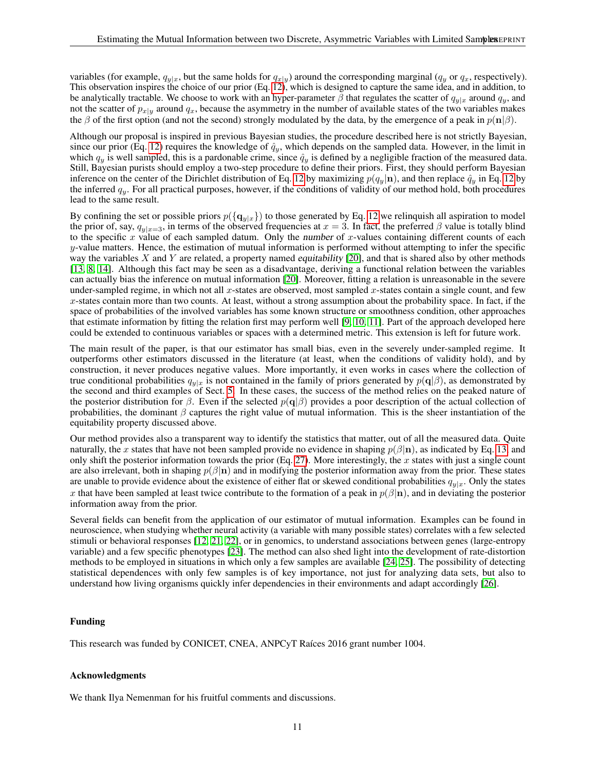variables (for example, $q_{y|x}$, but the same holds for $q_{x|y}$) around the corresponding marginal ($q_y$ or $q_x$, respectively). This observation inspires the choice of our prior (Eq. 12), which is designed to capture the same idea, and in addition, to be analytically tractable. We choose to work with an hyper-parameter $\beta$ that regulates the scatter of $q_{y|x}$ around $q_y$, and not the scatter of $p_{x|y}$ around $q_x$, because the asymmetry in the number of available states of the two variables makes the $\beta$ of the first option (and not the second) strongly modulated by the data, by the emergence of a peak in $p(\mathbf{n}|\beta)$.

Although our proposal is inspired in previous Bayesian studies, the procedure described here is not strictly Bayesian, since our prior (Eq. 12) requires the knowledge of $\hat{q}_y$, which depends on the sampled data. However, in the limit in which $q_y$ is well sampled, this is a pardonable crime, since $\hat{q}_y$ is defined by a negligible fraction of the measured data. Still, Bayesian purists should employ a two-step procedure to define their priors. First, they should perform Bayesian inference on the center of the Dirichlet distribution of Eq. 12 by maximizing $p(q_y|\mathbf{n})$, and then replace $\hat{q}_y$ in Eq. 12 by the inferred $q_y$. For all practical purposes, however, if the conditions of validity of our method hold, both procedures lead to the same result.

By confining the set or possible priors $p(\{\mathbf{q}_{y|x}\})$ to those generated by Eq. 12 we relinquish all aspiration to model the prior of, say, $q_{y|x=3}$, in terms of the observed frequencies at $x = 3$. In fact, the preferred $\beta$ value is totally blind to the specific $x$ value of each sampled datum. Only the *number* of $x$-values containing different counts of each $y$-value matters. Hence, the estimation of mutual information is performed without attempting to infer the specific way the variables $X$ and $Y$ are related, a property named *equitability* [20], and that is shared also by other methods [13, 8, 14]. Although this fact may be seen as a disadvantage, deriving a functional relation between the variables can actually bias the inference on mutual information [20]. Moreover, fitting a relation is unreasonable in the severe under-sampled regime, in which not all $x$-states are observed, most sampled $x$-states contain a single count, and few $x$-states contain more than two counts. At least, without a strong assumption about the probability space. In fact, if the space of probabilities of the involved variables has some known structure or smoothness condition, other approaches that estimate information by fitting the relation first may perform well [9, 10, 11]. Part of the approach developed here could be extended to continuous variables or spaces with a determined metric. This extension is left for future work.

The main result of the paper, is that our estimator has small bias, even in the severely under-sampled regime. It outperforms other estimators discussed in the literature (at least, when the conditions of validity hold), and by construction, it never produces negative values. More importantly, it even works in cases where the collection of true conditional probabilities $q_{y|x}$ is not contained in the family of priors generated by $p(\mathbf{q}|\beta)$, as demonstrated by the second and third examples of Sect. 5. In these cases, the success of the method relies on the peaked nature of the posterior distribution for $\beta$. Even if the selected $p(\mathbf{q}|\beta)$ provides a poor description of the actual collection of probabilities, the dominant $\beta$ captures the right value of mutual information. This is the sheer instantiation of the equitability property discussed above.

Our method provides also a transparent way to identify the statistics that matter, out of all the measured data. Quite naturally, the $x$ states that have not been sampled provide no evidence in shaping $p(\beta|\mathbf{n})$, as indicated by Eq. 13, and only shift the posterior information towards the prior (Eq. 27). More interestingly, the $x$ states with just a single count are also irrelevant, both in shaping $p(\beta|\mathbf{n})$ and in modifying the posterior information away from the prior. These states are unable to provide evidence about the existence of either flat or skewed conditional probabilities $q_{y|x}$. Only the states $x$ that have been sampled at least twice contribute to the formation of a peak in $p(\beta|\mathbf{n})$, and in deviating the posterior information away from the prior.

Several fields can benefit from the application of our estimator of mutual information. Examples can be found in neuroscience, when studying whether neural activity (a variable with many possible states) correlates with a few selected stimuli or behavioral responses [12, 21, 22], or in genomics, to understand associations between genes (large-entropy variable) and a few specific phenotypes [23]. The method can also shed light into the development of rate-distortion methods to be employed in situations in which only a few samples are available [24, 25]. The possibility of detecting statistical dependences with only few samples is of key importance, not just for analyzing data sets, but also to understand how living organisms quickly infer dependencies in their environments and adapt accordingly [26].

## Funding

This research was funded by CONICET, CNEA, ANPCyT Raíces 2016 grant number 1004.

## Acknowledgments

We thank Ilya Nemenman for his fruitful comments and discussions.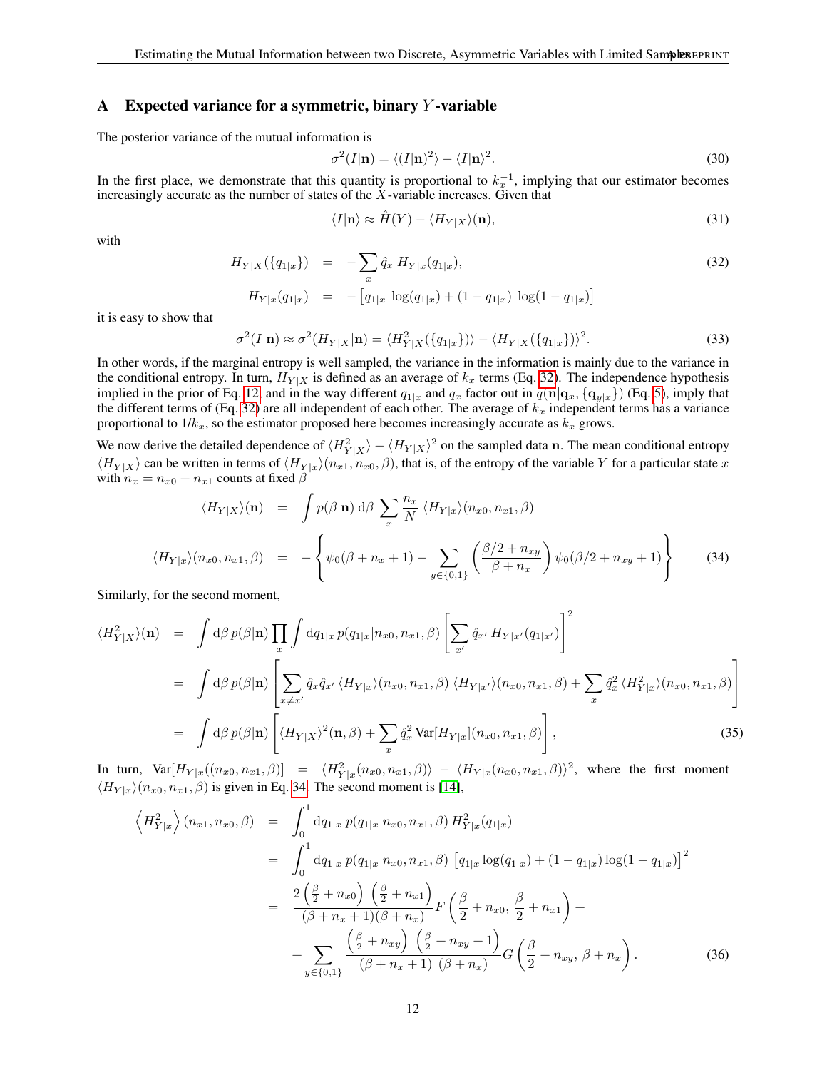# A Expected variance for a symmetric, binary $Y$-variable

The posterior variance of the mutual information is

$$\sigma^2(I|\mathbf{n}) = \langle (I|\mathbf{n})^2 \rangle - \langle I|\mathbf{n} \rangle^2. \tag{30}$$

In the first place, we demonstrate that this quantity is proportional to $k_x^{-1}$, implying that our estimator becomes increasingly accurate as the number of states of the $X$-variable increases. Given that

$$\langle I|\mathbf{n} \rangle \approx \hat{H}(Y) - \langle H_{Y|X} \rangle(\mathbf{n}), \tag{31}$$

with

$$\begin{aligned}
H_{Y|X}(\{q_{1|x}\}) &= -\sum_x \hat{q}_x \; H_{Y|x}(q_{1|x}), \\
H_{Y|x}(q_{1|x}) &= -\left[ q_{1|x} \; \log(q_{1|x}) + (1 - q_{1|x}) \; \log(1 - q_{1|x}) \right]
\end{aligned} \tag{32}$$

it is easy to show that

$$\sigma^2(I|\mathbf{n}) \approx \sigma^2(H_{Y|X}|\mathbf{n}) = \langle H^2_{Y|X}(\{q_{1|x}\}) \rangle - \langle H_{Y|X}(\{q_{1|x}\}) \rangle^2. \tag{33}$$

In other words, if the marginal entropy is well sampled, the variance in the information is mainly due to the variance in the conditional entropy. In turn, $H_{Y|X}$ is defined as an average of $k_x$ terms (Eq. 32). The independence hypothesis implied in the prior of Eq. 12, and in the way different $q_{1|x}$ and $q_x$ factor out in $q(\mathbf{n}|\mathbf{q}_x, \{\mathbf{q}_{y|x}\})$ (Eq. 5), imply that the different terms of (Eq. 32) are all independent of each other. The average of $k_x$ independent terms has a variance proportional to $1/k_x$, so the estimator proposed here becomes increasingly accurate as $k_x$ grows.

We now derive the detailed dependence of $\langle H^2_{Y|X} \rangle - \langle H_{Y|X} \rangle^2$ on the sampled data $\mathbf{n}$. The mean conditional entropy $\langle H_{Y|X} \rangle$ can be written in terms of $\langle H_{Y|x} \rangle(n_{x1}, n_{x0}, \beta)$, that is, of the entropy of the variable $Y$ for a particular state $x$ with $n_x = n_{x0} + n_{x1}$ counts at fixed $\beta$

$$\begin{aligned}
\langle H_{Y|X} \rangle(\mathbf{n}) &= \int p(\beta|\mathbf{n}) \, \mathrm{d}\beta \sum_x \frac{n_x}{N} \, \langle H_{Y|x} \rangle(n_{x0}, n_{x1}, \beta) \\
\langle H_{Y|x} \rangle(n_{x0}, n_{x1}, \beta) &= -\left\{ \psi_0(\beta + n_x + 1) - \sum_{y \in \{0,1\}} \left( \frac{\beta/2 + n_{xy}}{\beta + n_x} \right) \psi_0(\beta/2 + n_{xy} + 1) \right\}
\end{aligned} \tag{34}$$

Similarly, for the second moment,

$$\begin{aligned}
\langle H^2_{Y|X} \rangle(\mathbf{n}) &= \int \mathrm{d}\beta \, p(\beta|\mathbf{n}) \prod_x \int \mathrm{d}q_{1|x} \, p(q_{1|x}|n_{x0}, n_{x1}, \beta) \left[ \sum_{x'} \hat{q}_{x'} \, H_{Y|x'}(q_{1|x'}) \right]^2 \\
&= \int \mathrm{d}\beta \, p(\beta|\mathbf{n}) \left[ \sum_{x \neq x'} \hat{q}_x \hat{q}_{x'} \, \langle H_{Y|x} \rangle(n_{x0}, n_{x1}, \beta) \, \langle H_{Y|x'} \rangle(n_{x0}, n_{x1}, \beta) + \sum_x \hat{q}_x^2 \, \langle H^2_{Y|x} \rangle(n_{x0}, n_{x1}, \beta) \right] \\
&= \int \mathrm{d}\beta \, p(\beta|\mathbf{n}) \left[ \langle H_{Y|X} \rangle^2(\mathbf{n}, \beta) + \sum_x \hat{q}_x^2 \, \mathrm{Var}[H_{Y|x}](n_{x0}, n_{x1}, \beta) \right],
\end{aligned} \tag{35}$$

In turn, $\mathrm{Var}[H_{Y|x}((n_{x0}, n_{x1}, \beta)] = \langle H^2_{Y|x}(n_{x0}, n_{x1}, \beta) \rangle - \langle H_{Y|x}(n_{x0}, n_{x1}, \beta) \rangle^2$, where the first moment $\langle H_{Y|x} \rangle(n_{x0}, n_{x1}, \beta)$ is given in Eq. 34. The second moment is [14],

$$\begin{aligned}
\left\langle H^2_{Y|x} \right\rangle(n_{x1}, n_{x0}, \beta) &= \int_0^1 \mathrm{d}q_{1|x} \, p(q_{1|x}|n_{x0}, n_{x1}, \beta) \, H^2_{Y|x}(q_{1|x}) \\
&= \int_0^1 \mathrm{d}q_{1|x} \, p(q_{1|x}|n_{x0}, n_{x1}, \beta) \, \left[ q_{1|x} \log(q_{1|x}) + (1 - q_{1|x}) \log(1 - q_{1|x}) \right]^2 \\
&= \frac{2 \left( \frac{\beta}{2} + n_{x0} \right) \left( \frac{\beta}{2} + n_{x1} \right)}{(\beta + n_x + 1)(\beta + n_x)} F\left( \frac{\beta}{2} + n_{x0}, \, \frac{\beta}{2} + n_{x1} \right) + \\
&\quad + \sum_{y \in \{0,1\}} \frac{\left( \frac{\beta}{2} + n_{xy} \right) \left( \frac{\beta}{2} + n_{xy} + 1 \right)}{(\beta + n_x + 1) \; (\beta + n_x)} G\left( \frac{\beta}{2} + n_{xy}, \, \beta + n_x \right).
\end{aligned} \tag{36}$$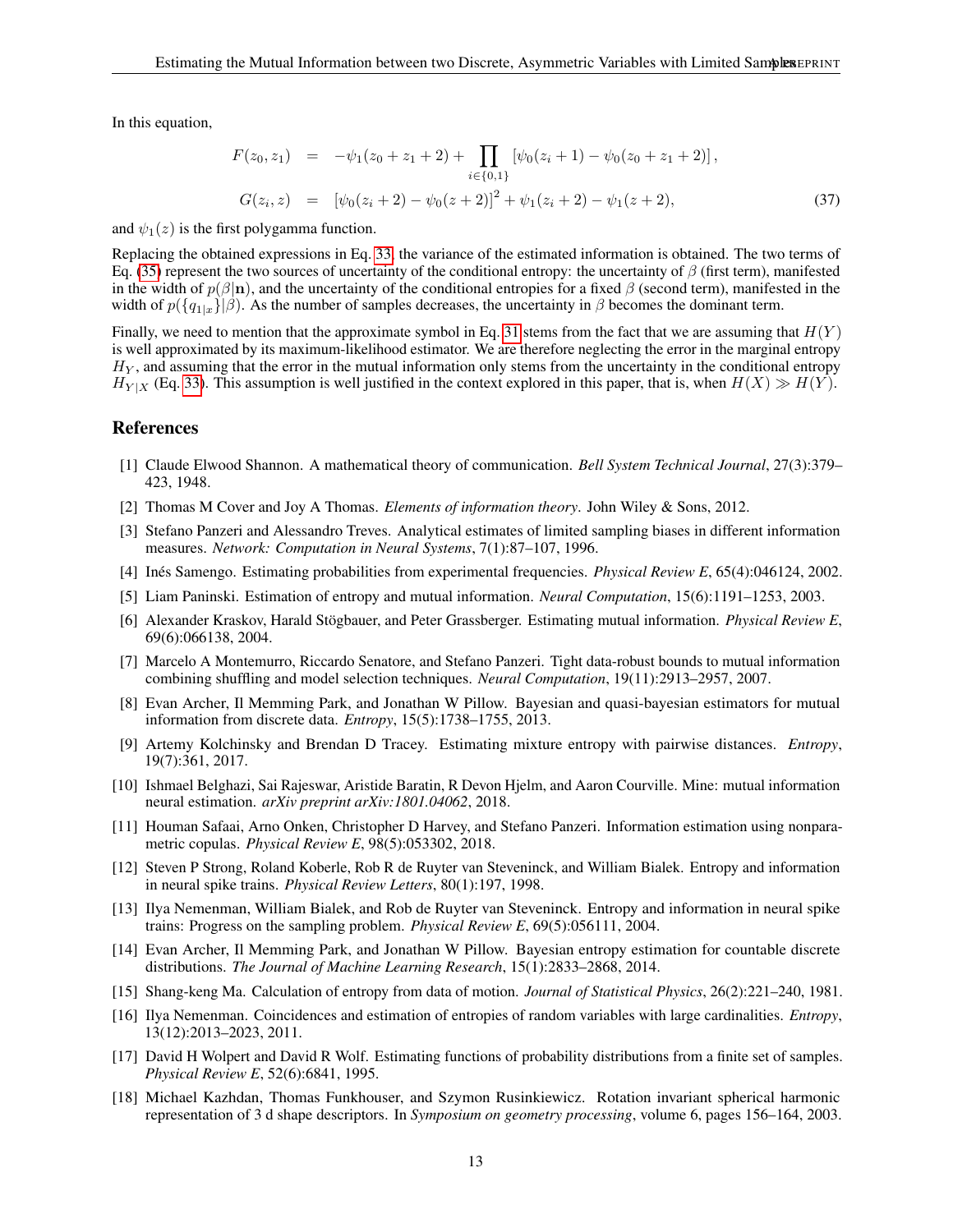In this equation,

$$
\begin{aligned}
F(z_0, z_1) &= -\psi_1(z_0 + z_1 + 2) + \prod_{i \in \{0,1\}} \left[\psi_0(z_i + 1) - \psi_0(z_0 + z_1 + 2)\right], \\
G(z_i, z) &= \left[\psi_0(z_i + 2) - \psi_0(z + 2)\right]^2 + \psi_1(z_i + 2) - \psi_1(z + 2),
\end{aligned}
\tag{37}
$$

and $\psi_1(z)$ is the first polygamma function.

Replacing the obtained expressions in Eq. 33, the variance of the estimated information is obtained. The two terms of Eq. (35) represent the two sources of uncertainty of the conditional entropy: the uncertainty of $\beta$ (first term), manifested in the width of $p(\beta|\mathbf{n})$, and the uncertainty of the conditional entropies for a fixed $\beta$ (second term), manifested in the width of $p(\{q_{1|x}\}|\beta)$. As the number of samples decreases, the uncertainty in $\beta$ becomes the dominant term.

Finally, we need to mention that the approximate symbol in Eq. 31 stems from the fact that we are assuming that $H(Y)$ is well approximated by its maximum-likelihood estimator. We are therefore neglecting the error in the marginal entropy $H_Y$, and assuming that the error in the mutual information only stems from the uncertainty in the conditional entropy $H_{Y|X}$ (Eq. 33). This assumption is well justified in the context explored in this paper, that is, when $H(X) \gg H(Y)$.

## References

[1] Claude Elwood Shannon. A mathematical theory of communication. *Bell System Technical Journal*, 27(3):379–423, 1948.

[2] Thomas M Cover and Joy A Thomas. *Elements of information theory*. John Wiley & Sons, 2012.

[3] Stefano Panzeri and Alessandro Treves. Analytical estimates of limited sampling biases in different information measures. *Network: Computation in Neural Systems*, 7(1):87–107, 1996.

[4] Inés Samengo. Estimating probabilities from experimental frequencies. *Physical Review E*, 65(4):046124, 2002.

[5] Liam Paninski. Estimation of entropy and mutual information. *Neural Computation*, 15(6):1191–1253, 2003.

[6] Alexander Kraskov, Harald Stögbauer, and Peter Grassberger. Estimating mutual information. *Physical Review E*, 69(6):066138, 2004.

[7] Marcelo A Montemurro, Riccardo Senatore, and Stefano Panzeri. Tight data-robust bounds to mutual information combining shuffling and model selection techniques. *Neural Computation*, 19(11):2913–2957, 2007.

[8] Evan Archer, Il Memming Park, and Jonathan W Pillow. Bayesian and quasi-bayesian estimators for mutual information from discrete data. *Entropy*, 15(5):1738–1755, 2013.

[9] Artemy Kolchinsky and Brendan D Tracey. Estimating mixture entropy with pairwise distances. *Entropy*, 19(7):361, 2017.

[10] Ishmael Belghazi, Sai Rajeswar, Aristide Baratin, R Devon Hjelm, and Aaron Courville. Mine: mutual information neural estimation. *arXiv preprint arXiv:1801.04062*, 2018.

[11] Houman Safaai, Arno Onken, Christopher D Harvey, and Stefano Panzeri. Information estimation using nonparametric copulas. *Physical Review E*, 98(5):053302, 2018.

[12] Steven P Strong, Roland Koberle, Rob R de Ruyter van Steveninck, and William Bialek. Entropy and information in neural spike trains. *Physical Review Letters*, 80(1):197, 1998.

[13] Ilya Nemenman, William Bialek, and Rob de Ruyter van Steveninck. Entropy and information in neural spike trains: Progress on the sampling problem. *Physical Review E*, 69(5):056111, 2004.

[14] Evan Archer, Il Memming Park, and Jonathan W Pillow. Bayesian entropy estimation for countable discrete distributions. *The Journal of Machine Learning Research*, 15(1):2833–2868, 2014.

[15] Shang-keng Ma. Calculation of entropy from data of motion. *Journal of Statistical Physics*, 26(2):221–240, 1981.

[16] Ilya Nemenman. Coincidences and estimation of entropies of random variables with large cardinalities. *Entropy*, 13(12):2013–2023, 2011.

[17] David H Wolpert and David R Wolf. Estimating functions of probability distributions from a finite set of samples. *Physical Review E*, 52(6):6841, 1995.

[18] Michael Kazhdan, Thomas Funkhouser, and Szymon Rusinkiewicz. Rotation invariant spherical harmonic representation of 3 d shape descriptors. In *Symposium on geometry processing*, volume 6, pages 156–164, 2003.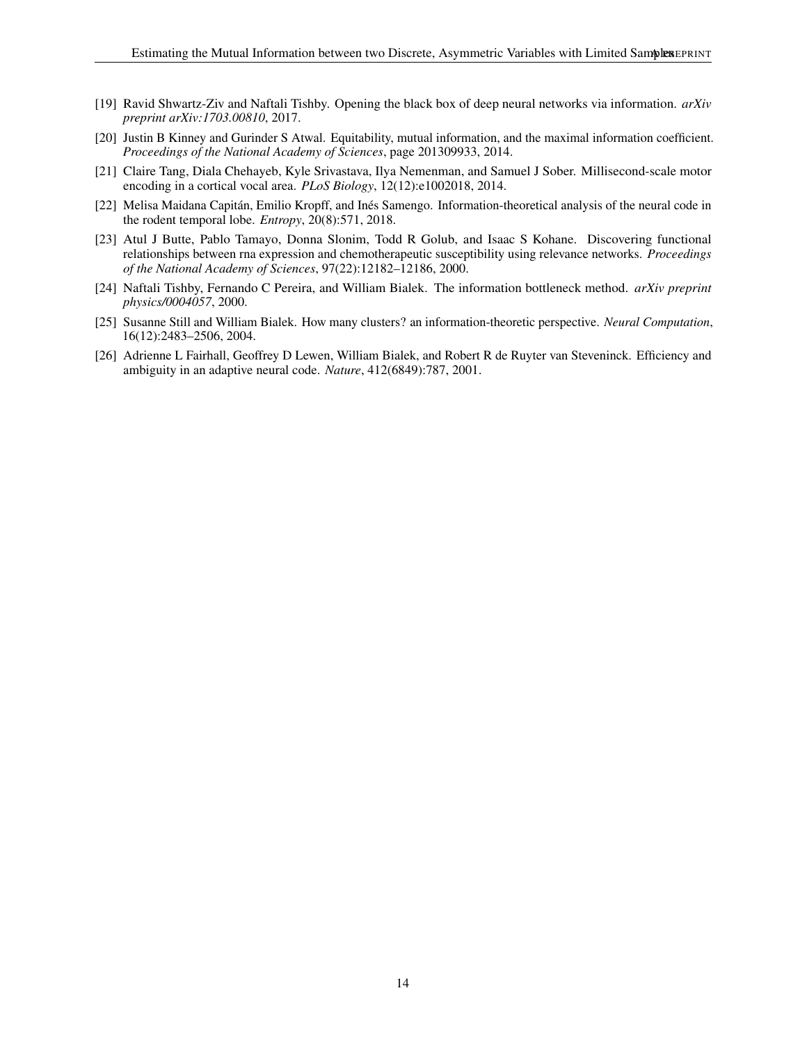[19] Ravid Shwartz-Ziv and Naftali Tishby. Opening the black box of deep neural networks via information. *arXiv preprint arXiv:1703.00810*, 2017.

[20] Justin B Kinney and Gurinder S Atwal. Equitability, mutual information, and the maximal information coefficient. *Proceedings of the National Academy of Sciences*, page 201309933, 2014.

[21] Claire Tang, Diala Chehayeb, Kyle Srivastava, Ilya Nemenman, and Samuel J Sober. Millisecond-scale motor encoding in a cortical vocal area. *PLoS Biology*, 12(12):e1002018, 2014.

[22] Melisa Maidana Capitán, Emilio Kropff, and Inés Samengo. Information-theoretical analysis of the neural code in the rodent temporal lobe. *Entropy*, 20(8):571, 2018.

[23] Atul J Butte, Pablo Tamayo, Donna Slonim, Todd R Golub, and Isaac S Kohane. Discovering functional relationships between rna expression and chemotherapeutic susceptibility using relevance networks. *Proceedings of the National Academy of Sciences*, 97(22):12182–12186, 2000.

[24] Naftali Tishby, Fernando C Pereira, and William Bialek. The information bottleneck method. *arXiv preprint physics/0004057*, 2000.

[25] Susanne Still and William Bialek. How many clusters? an information-theoretic perspective. *Neural Computation*, 16(12):2483–2506, 2004.

[26] Adrienne L Fairhall, Geoffrey D Lewen, William Bialek, and Robert R de Ruyter van Steveninck. Efficiency and ambiguity in an adaptive neural code. *Nature*, 412(6849):787, 2001.